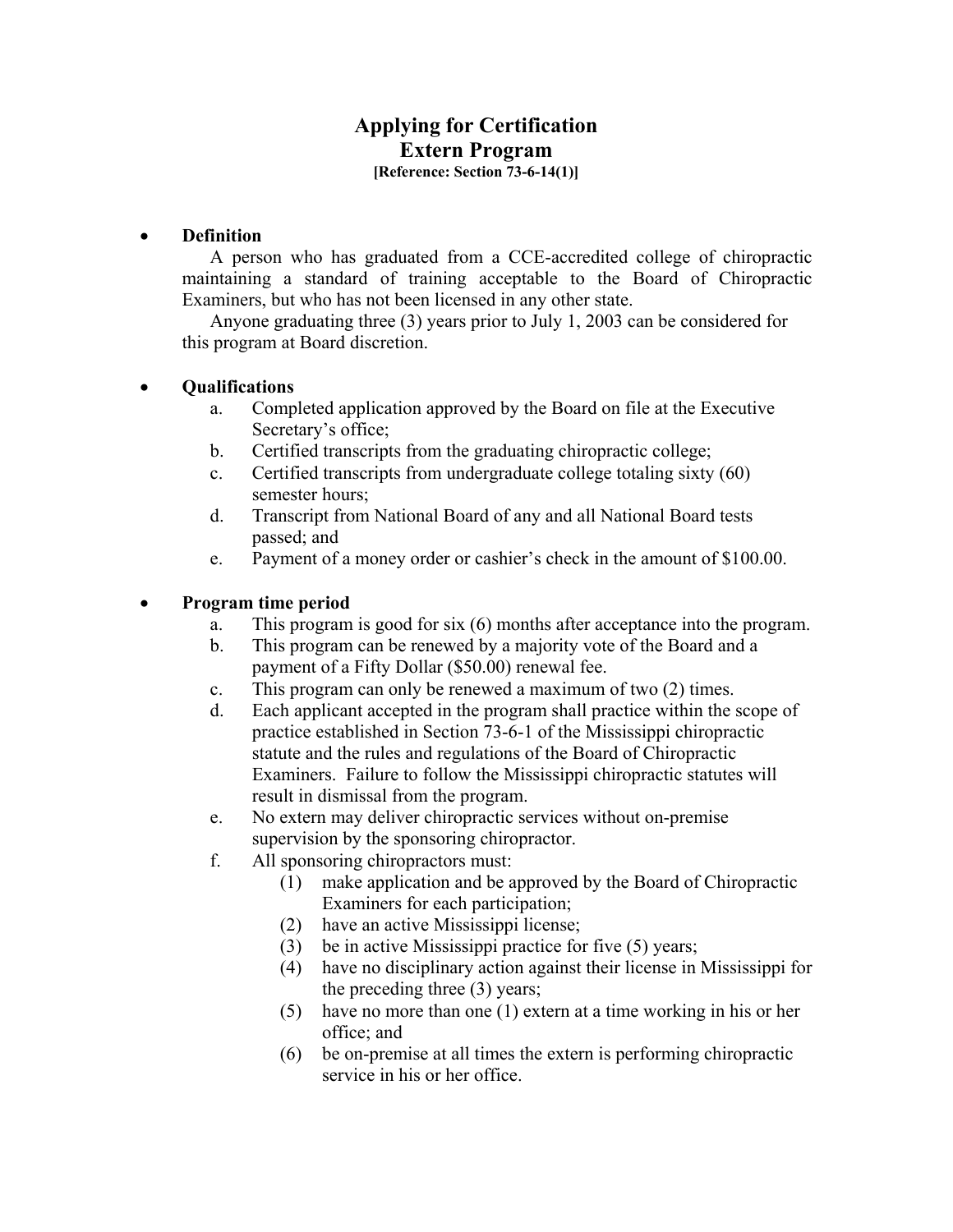# Applying for Certification
# Extern Program

**[Reference: Section 73-6-14(1)]**

- **Definition**

  A person who has graduated from a CCE-accredited college of chiropractic maintaining a standard of training acceptable to the Board of Chiropractic Examiners, but who has not been licensed in any other state.

  Anyone graduating three (3) years prior to July 1, 2003 can be considered for this program at Board discretion.

- **Qualifications**
  a. Completed application approved by the Board on file at the Executive Secretary's office;
  b. Certified transcripts from the graduating chiropractic college;
  c. Certified transcripts from undergraduate college totaling sixty (60) semester hours;
  d. Transcript from National Board of any and all National Board tests passed; and
  e. Payment of a money order or cashier's check in the amount of $100.00.

- **Program time period**
  a. This program is good for six (6) months after acceptance into the program.
  b. This program can be renewed by a majority vote of the Board and a payment of a Fifty Dollar ($50.00) renewal fee.
  c. This program can only be renewed a maximum of two (2) times.
  d. Each applicant accepted in the program shall practice within the scope of practice established in Section 73-6-1 of the Mississippi chiropractic statute and the rules and regulations of the Board of Chiropractic Examiners. Failure to follow the Mississippi chiropractic statutes will result in dismissal from the program.
  e. No extern may deliver chiropractic services without on-premise supervision by the sponsoring chiropractor.
  f. All sponsoring chiropractors must:
     (1) make application and be approved by the Board of Chiropractic Examiners for each participation;
     (2) have an active Mississippi license;
     (3) be in active Mississippi practice for five (5) years;
     (4) have no disciplinary action against their license in Mississippi for the preceding three (3) years;
     (5) have no more than one (1) extern at a time working in his or her office; and
     (6) be on-premise at all times the extern is performing chiropractic service in his or her office.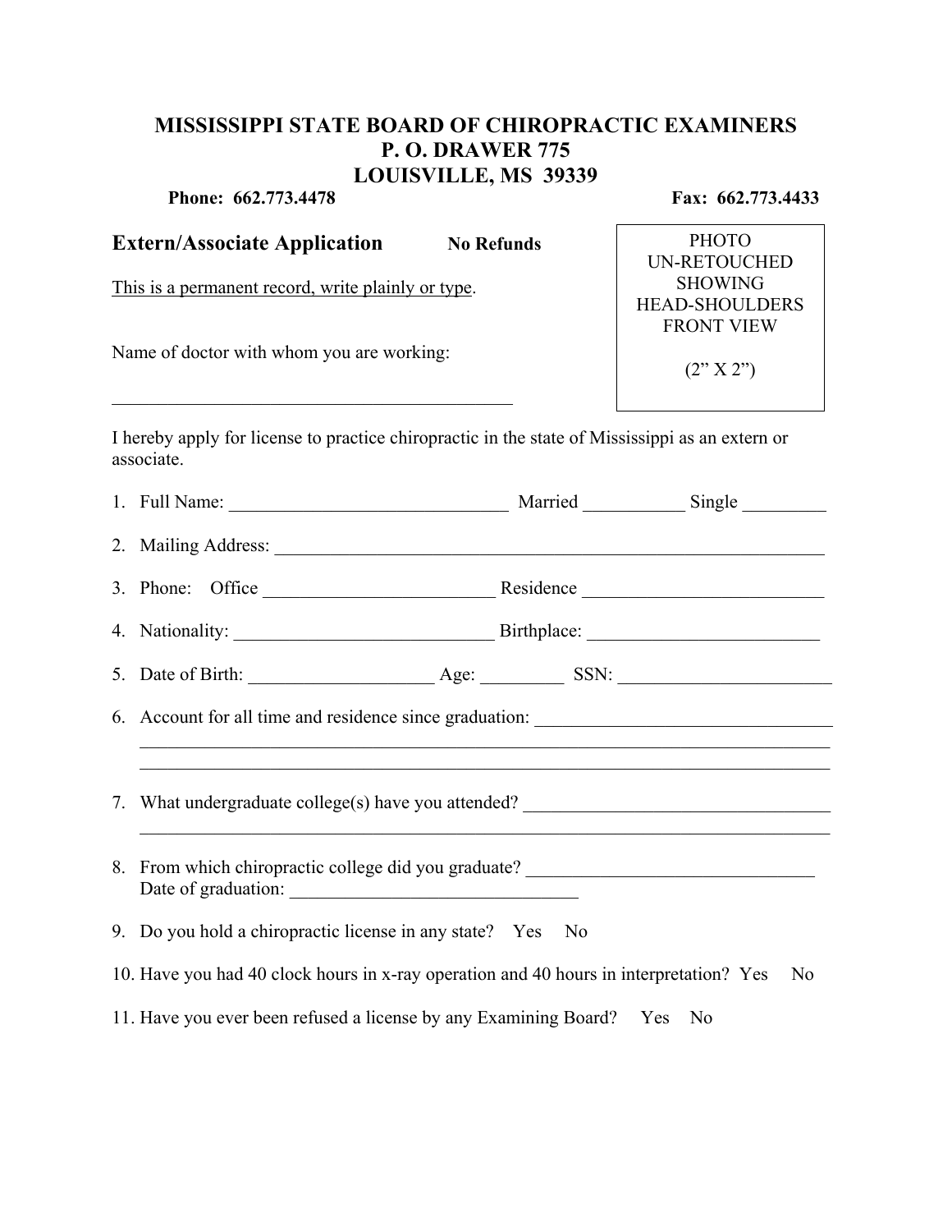# MISSISSIPPI STATE BOARD OF CHIROPRACTIC EXAMINERS
## P. O. DRAWER 775
## LOUISVILLE, MS 39339

**Phone: 662.773.4478** **Fax: 662.773.4433**

## Extern/Associate Application **No Refunds**

PHOTO
UN-RETOUCHED
SHOWING
HEAD-SHOULDERS
FRONT VIEW

(2" X 2")

This is a permanent record, write plainly or type.

Name of doctor with whom you are working:

_____________________________________________

I hereby apply for license to practice chiropractic in the state of Mississippi as an extern or associate.

1. Full Name: ______________________________ Married ___________ Single _________
2. Mailing Address: ____________________________________________________________
3. Phone: Office _________________________ Residence __________________________
4. Nationality: ____________________________ Birthplace: _________________________
5. Date of Birth: ____________________ Age: _________ SSN: _______________________
6. Account for all time and residence since graduation: ________________________________
   ___________________________________________________________________________
   ___________________________________________________________________________
7. What undergraduate college(s) have you attended? __________________________________
   ___________________________________________________________________________
8. From which chiropractic college did you graduate? ________________________________
   Date of graduation: ________________________________
9. Do you hold a chiropractic license in any state? Yes No
10. Have you had 40 clock hours in x-ray operation and 40 hours in interpretation? Yes No
11. Have you ever been refused a license by any Examining Board? Yes No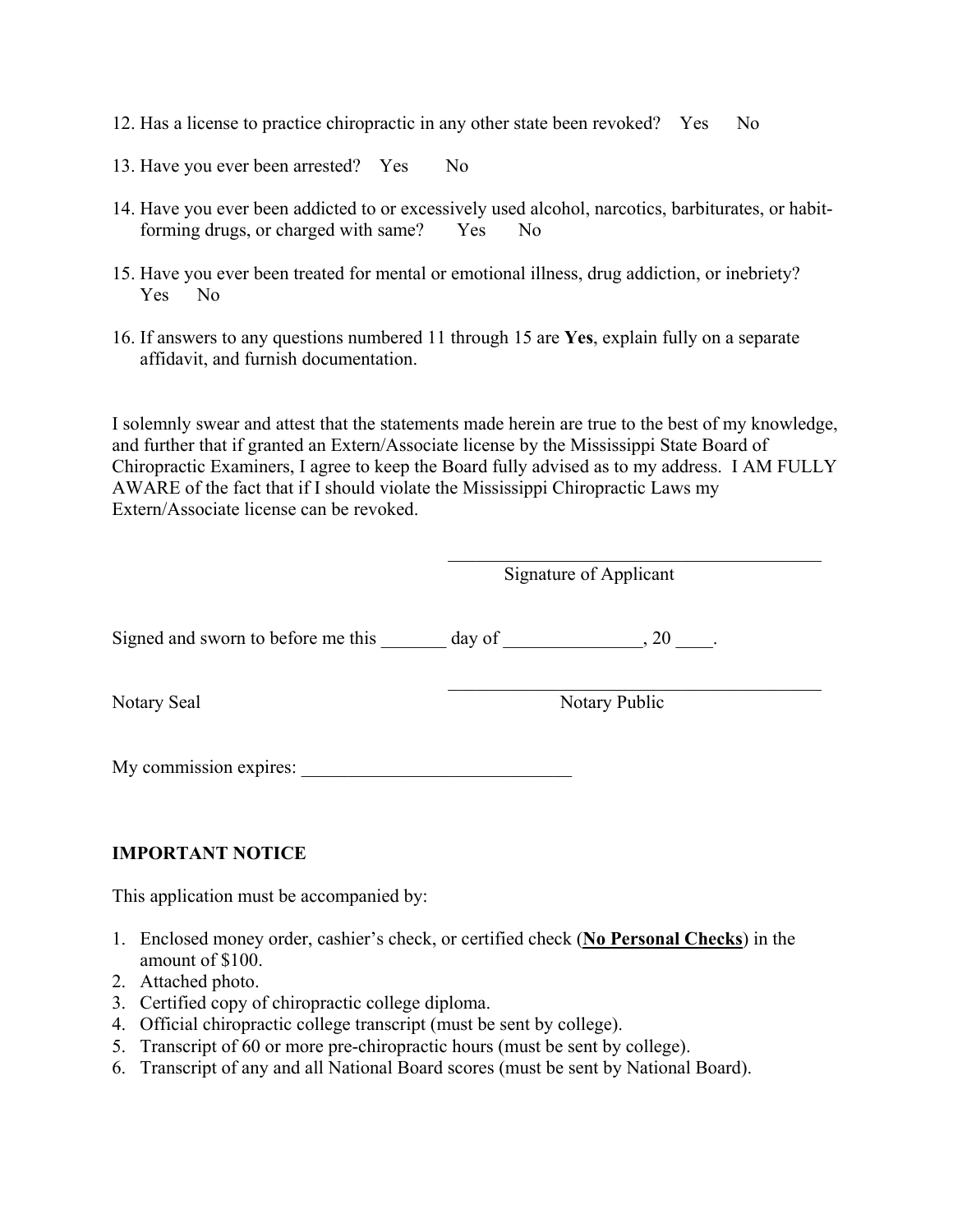12. Has a license to practice chiropractic in any other state been revoked? Yes No

13. Have you ever been arrested? Yes No

14. Have you ever been addicted to or excessively used alcohol, narcotics, barbiturates, or habit-forming drugs, or charged with same? Yes No

15. Have you ever been treated for mental or emotional illness, drug addiction, or inebriety? Yes No

16. If answers to any questions numbered 11 through 15 are **Yes**, explain fully on a separate affidavit, and furnish documentation.

I solemnly swear and attest that the statements made herein are true to the best of my knowledge, and further that if granted an Extern/Associate license by the Mississippi State Board of Chiropractic Examiners, I agree to keep the Board fully advised as to my address. I AM FULLY AWARE of the fact that if I should violate the Mississippi Chiropractic Laws my Extern/Associate license can be revoked.

\_\_\_\_\_\_\_\_\_\_\_\_\_\_\_\_\_\_\_\_\_\_\_\_\_\_\_\_\_\_\_\_\_\_\_\_\_\_\_\_
Signature of Applicant

Signed and sworn to before me this \_\_\_\_\_\_\_ day of \_\_\_\_\_\_\_\_\_\_\_\_\_\_\_, 20 \_\_\_\_.

Notary Seal

\_\_\_\_\_\_\_\_\_\_\_\_\_\_\_\_\_\_\_\_\_\_\_\_\_\_\_\_\_\_\_\_\_\_\_\_\_\_\_\_
Notary Public

My commission expires: \_\_\_\_\_\_\_\_\_\_\_\_\_\_\_\_\_\_\_\_\_\_\_\_\_\_\_\_\_

**IMPORTANT NOTICE**

This application must be accompanied by:

1. Enclosed money order, cashier's check, or certified check (**No Personal Checks**) in the amount of $100.
2. Attached photo.
3. Certified copy of chiropractic college diploma.
4. Official chiropractic college transcript (must be sent by college).
5. Transcript of 60 or more pre-chiropractic hours (must be sent by college).
6. Transcript of any and all National Board scores (must be sent by National Board).